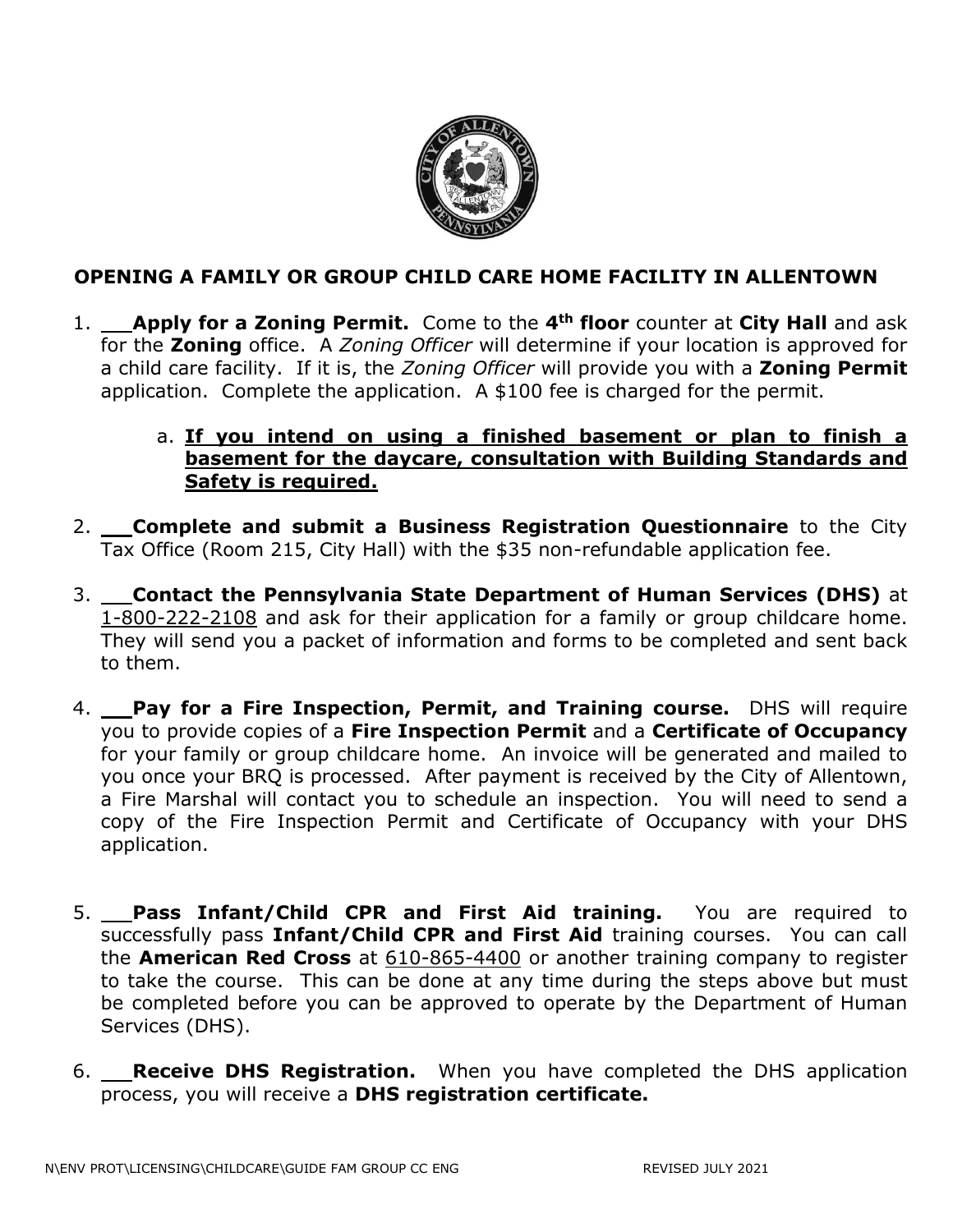# OPENING A FAMILY OR GROUP CHILD CARE HOME FACILITY IN ALLENTOWN

1. \_\_\_**Apply for a Zoning Permit.** Come to the **4th floor** counter at **City Hall** and ask for the **Zoning** office. A *Zoning Officer* will determine if your location is approved for a child care facility. If it is, the *Zoning Officer* will provide you with a **Zoning Permit** application. Complete the application. A $100 fee is charged for the permit.

   a. **<u>If you intend on using a finished basement or plan to finish a basement for the daycare, consultation with Building Standards and Safety is required.</u>**

2. \_\_\_**Complete and submit a Business Registration Questionnaire** to the City Tax Office (Room 215, City Hall) with the $35 non-refundable application fee.

3. \_\_\_**Contact the Pennsylvania State Department of Human Services (DHS)** at 1-800-222-2108 and ask for their application for a family or group childcare home. They will send you a packet of information and forms to be completed and sent back to them.

4. \_\_\_**Pay for a Fire Inspection, Permit, and Training course.** DHS will require you to provide copies of a **Fire Inspection Permit** and a **Certificate of Occupancy** for your family or group childcare home. An invoice will be generated and mailed to you once your BRQ is processed. After payment is received by the City of Allentown, a Fire Marshal will contact you to schedule an inspection. You will need to send a copy of the Fire Inspection Permit and Certificate of Occupancy with your DHS application.

5. \_\_\_**Pass Infant/Child CPR and First Aid training.** You are required to successfully pass **Infant/Child CPR and First Aid** training courses. You can call the **American Red Cross** at 610-865-4400 or another training company to register to take the course. This can be done at any time during the steps above but must be completed before you can be approved to operate by the Department of Human Services (DHS).

6. \_\_\_**Receive DHS Registration.** When you have completed the DHS application process, you will receive a **DHS registration certificate.**

N\ENV PROT\LICENSING\CHILDCARE\GUIDE FAM GROUP CC ENG REVISED JULY 2021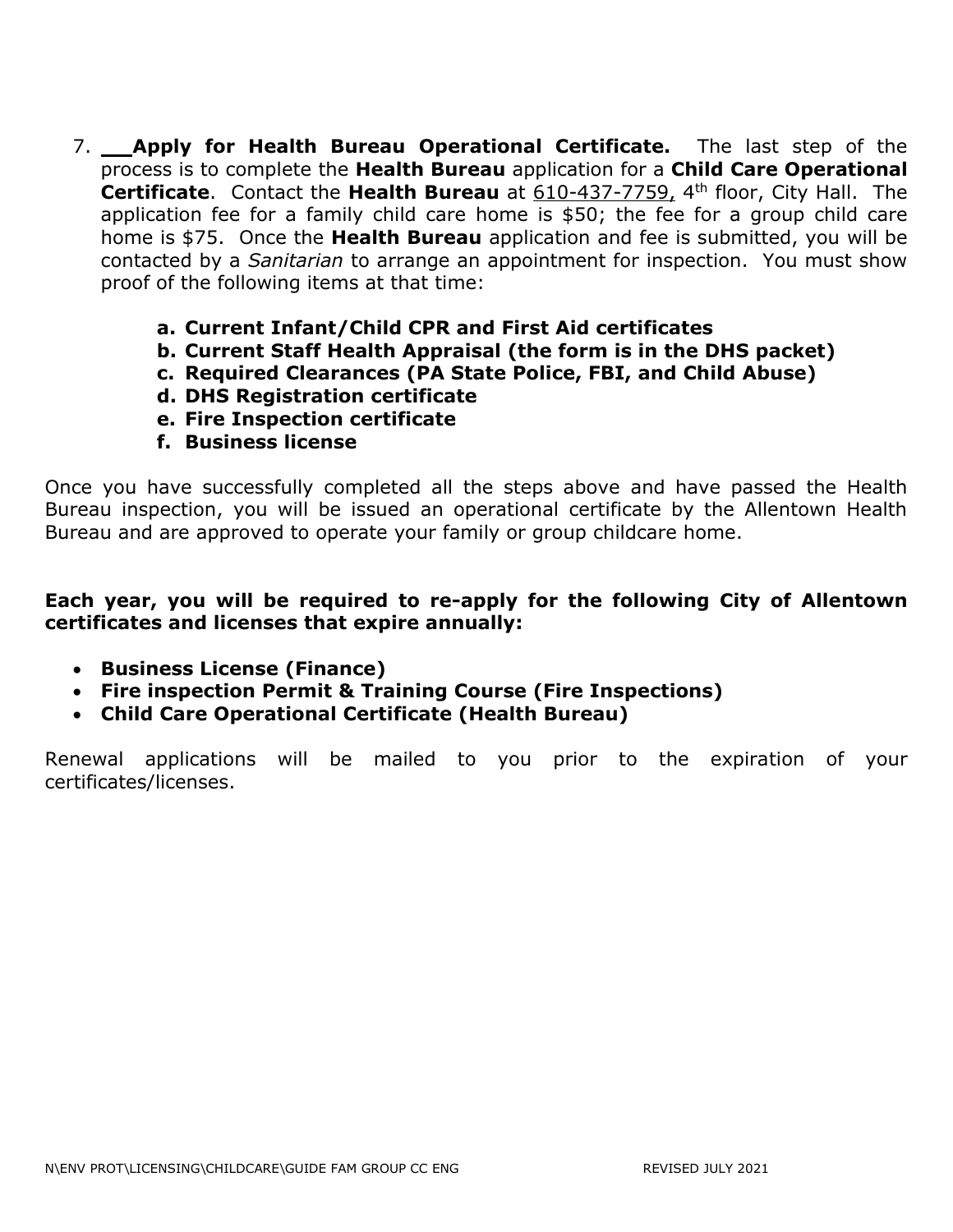7. ___**Apply for Health Bureau Operational Certificate.** The last step of the process is to complete the **Health Bureau** application for a **Child Care Operational Certificate**. Contact the **Health Bureau** at 610-437-7759, 4th floor, City Hall. The application fee for a family child care home is $50; the fee for a group child care home is $75. Once the **Health Bureau** application and fee is submitted, you will be contacted by a *Sanitarian* to arrange an appointment for inspection. You must show proof of the following items at that time:

   a. **Current Infant/Child CPR and First Aid certificates**
   b. **Current Staff Health Appraisal (the form is in the DHS packet)**
   c. **Required Clearances (PA State Police, FBI, and Child Abuse)**
   d. **DHS Registration certificate**
   e. **Fire Inspection certificate**
   f. **Business license**

Once you have successfully completed all the steps above and have passed the Health Bureau inspection, you will be issued an operational certificate by the Allentown Health Bureau and are approved to operate your family or group childcare home.

**Each year, you will be required to re-apply for the following City of Allentown certificates and licenses that expire annually:**

- **Business License (Finance)**
- **Fire inspection Permit & Training Course (Fire Inspections)**
- **Child Care Operational Certificate (Health Bureau)**

Renewal applications will be mailed to you prior to the expiration of your certificates/licenses.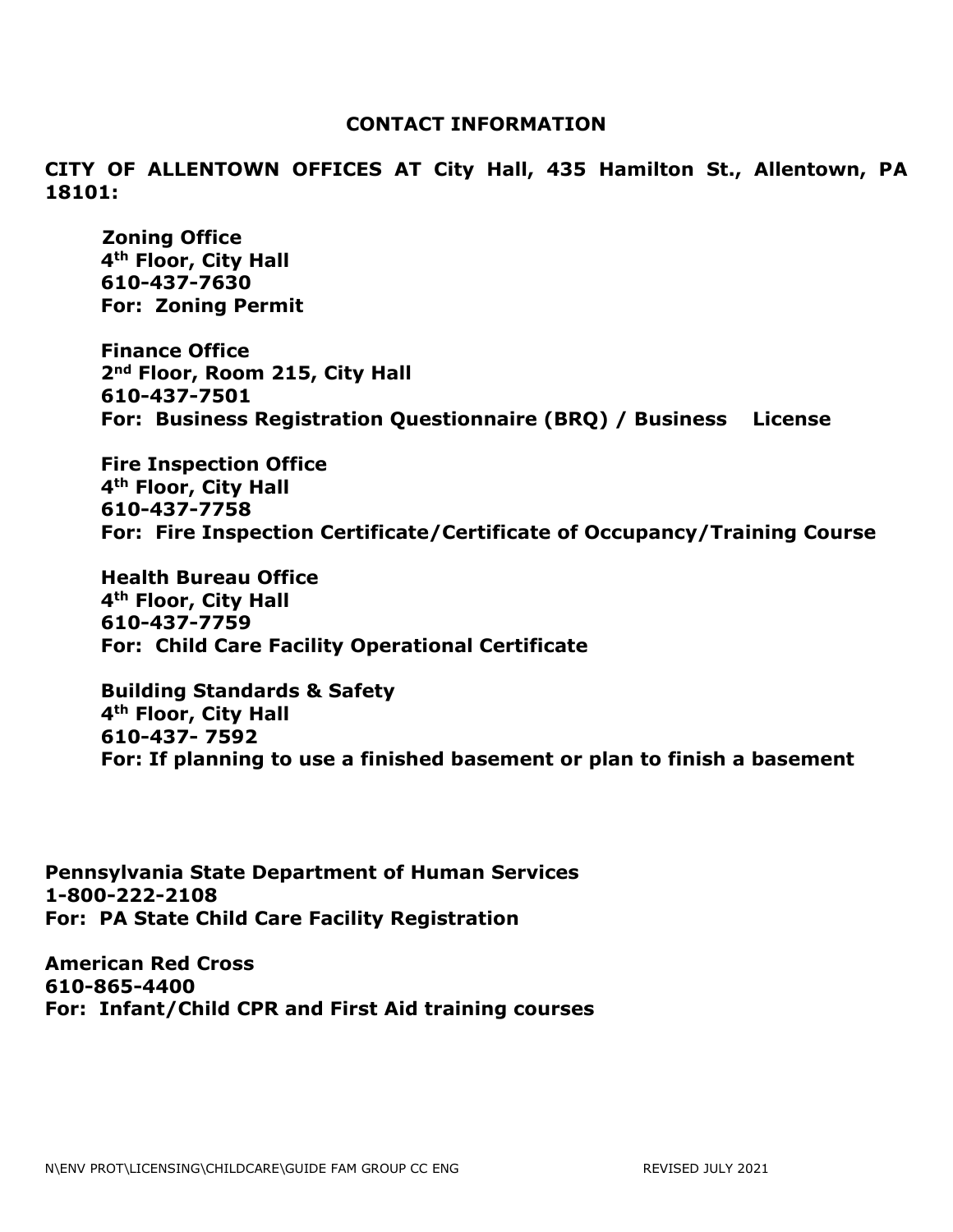# CONTACT INFORMATION

**CITY OF ALLENTOWN OFFICES AT City Hall, 435 Hamilton St., Allentown, PA 18101:**

**Zoning Office**
**4th Floor, City Hall**
**610-437-7630**
**For: Zoning Permit**

**Finance Office**
**2nd Floor, Room 215, City Hall**
**610-437-7501**
**For: Business Registration Questionnaire (BRQ) / Business License**

**Fire Inspection Office**
**4th Floor, City Hall**
**610-437-7758**
**For: Fire Inspection Certificate/Certificate of Occupancy/Training Course**

**Health Bureau Office**
**4th Floor, City Hall**
**610-437-7759**
**For: Child Care Facility Operational Certificate**

**Building Standards & Safety**
**4th Floor, City Hall**
**610-437- 7592**
**For: If planning to use a finished basement or plan to finish a basement**

**Pennsylvania State Department of Human Services**
**1-800-222-2108**
**For: PA State Child Care Facility Registration**

**American Red Cross**
**610-865-4400**
**For: Infant/Child CPR and First Aid training courses**

N\ENV PROT\LICENSING\CHILDCARE\GUIDE FAM GROUP CC ENG REVISED JULY 2021